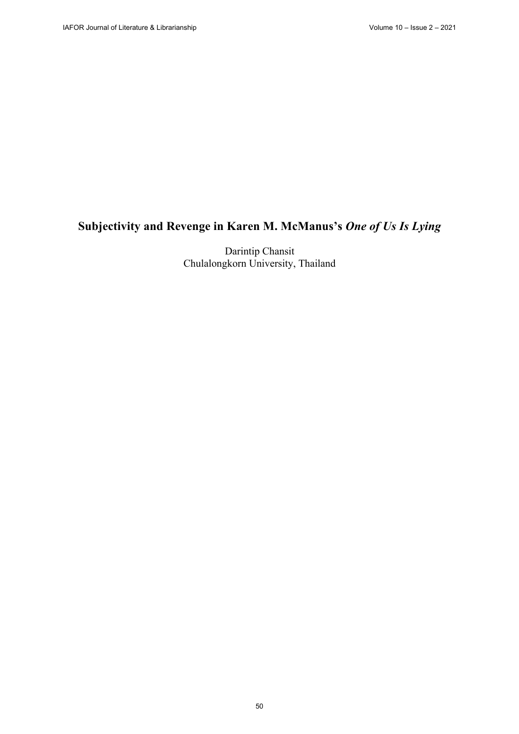# Subjectivity and Revenge in Karen M. McManus's *One of Us Is Lying*

Darintip Chansit
Chulalongkorn University, Thailand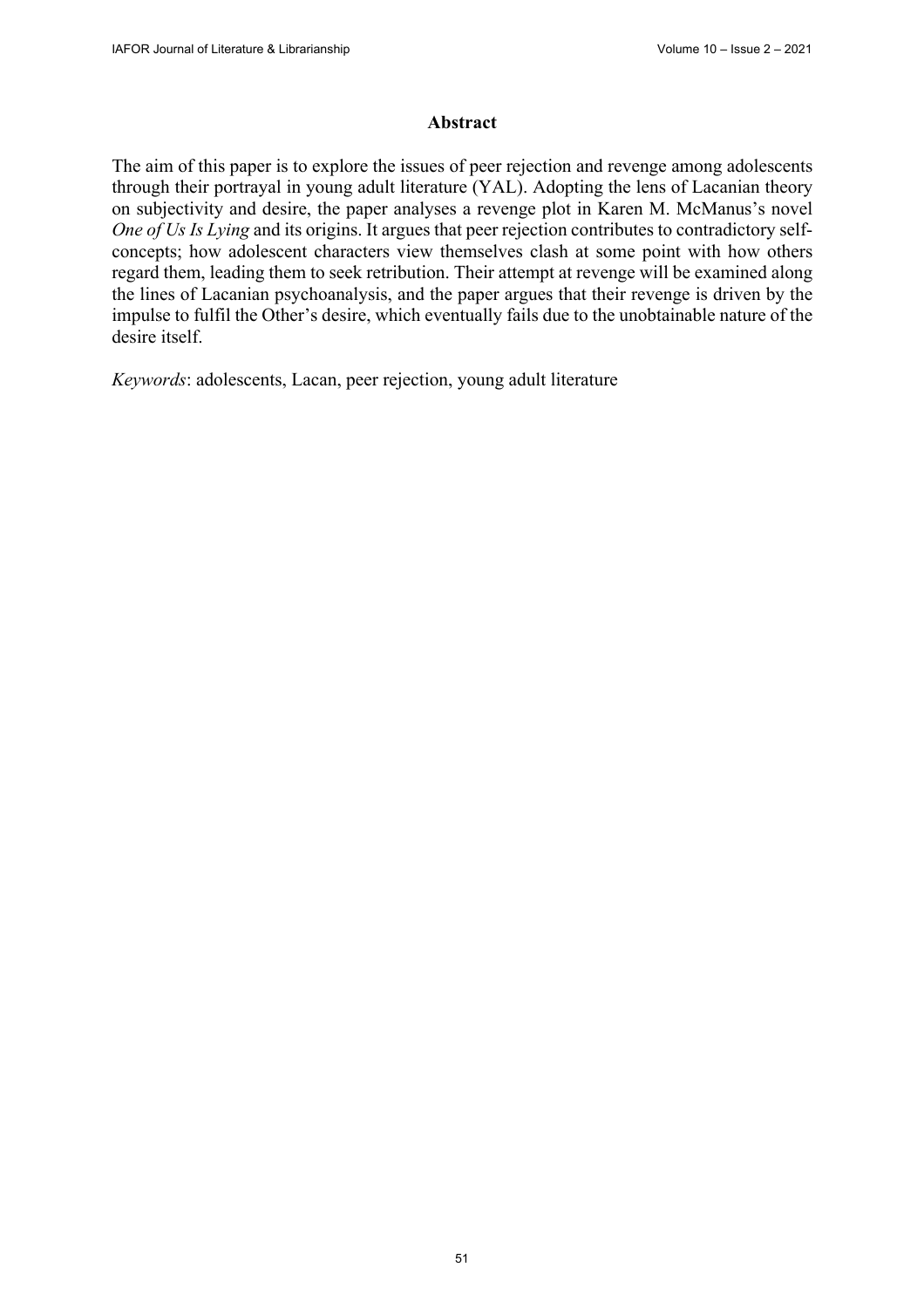## Abstract

The aim of this paper is to explore the issues of peer rejection and revenge among adolescents through their portrayal in young adult literature (YAL). Adopting the lens of Lacanian theory on subjectivity and desire, the paper analyses a revenge plot in Karen M. McManus's novel *One of Us Is Lying* and its origins. It argues that peer rejection contributes to contradictory self-concepts; how adolescent characters view themselves clash at some point with how others regard them, leading them to seek retribution. Their attempt at revenge will be examined along the lines of Lacanian psychoanalysis, and the paper argues that their revenge is driven by the impulse to fulfil the Other's desire, which eventually fails due to the unobtainable nature of the desire itself.

*Keywords*: adolescents, Lacan, peer rejection, young adult literature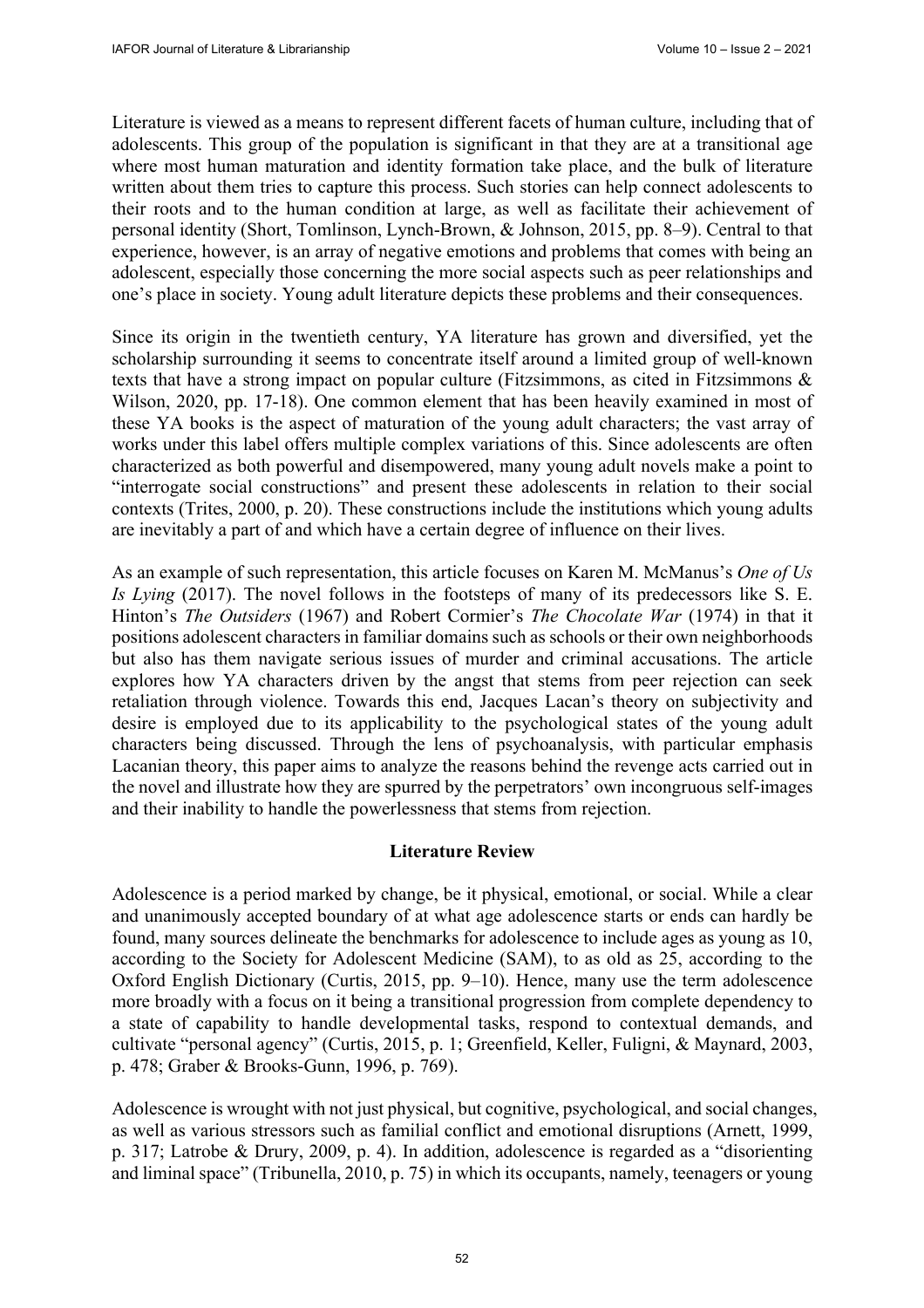Literature is viewed as a means to represent different facets of human culture, including that of adolescents. This group of the population is significant in that they are at a transitional age where most human maturation and identity formation take place, and the bulk of literature written about them tries to capture this process. Such stories can help connect adolescents to their roots and to the human condition at large, as well as facilitate their achievement of personal identity (Short, Tomlinson, Lynch-Brown, & Johnson, 2015, pp. 8–9). Central to that experience, however, is an array of negative emotions and problems that comes with being an adolescent, especially those concerning the more social aspects such as peer relationships and one's place in society. Young adult literature depicts these problems and their consequences.

Since its origin in the twentieth century, YA literature has grown and diversified, yet the scholarship surrounding it seems to concentrate itself around a limited group of well-known texts that have a strong impact on popular culture (Fitzsimmons, as cited in Fitzsimmons & Wilson, 2020, pp. 17-18). One common element that has been heavily examined in most of these YA books is the aspect of maturation of the young adult characters; the vast array of works under this label offers multiple complex variations of this. Since adolescents are often characterized as both powerful and disempowered, many young adult novels make a point to "interrogate social constructions" and present these adolescents in relation to their social contexts (Trites, 2000, p. 20). These constructions include the institutions which young adults are inevitably a part of and which have a certain degree of influence on their lives.

As an example of such representation, this article focuses on Karen M. McManus's *One of Us Is Lying* (2017). The novel follows in the footsteps of many of its predecessors like S. E. Hinton's *The Outsiders* (1967) and Robert Cormier's *The Chocolate War* (1974) in that it positions adolescent characters in familiar domains such as schools or their own neighborhoods but also has them navigate serious issues of murder and criminal accusations. The article explores how YA characters driven by the angst that stems from peer rejection can seek retaliation through violence. Towards this end, Jacques Lacan's theory on subjectivity and desire is employed due to its applicability to the psychological states of the young adult characters being discussed. Through the lens of psychoanalysis, with particular emphasis Lacanian theory, this paper aims to analyze the reasons behind the revenge acts carried out in the novel and illustrate how they are spurred by the perpetrators' own incongruous self-images and their inability to handle the powerlessness that stems from rejection.

## Literature Review

Adolescence is a period marked by change, be it physical, emotional, or social. While a clear and unanimously accepted boundary of at what age adolescence starts or ends can hardly be found, many sources delineate the benchmarks for adolescence to include ages as young as 10, according to the Society for Adolescent Medicine (SAM), to as old as 25, according to the Oxford English Dictionary (Curtis, 2015, pp. 9–10). Hence, many use the term adolescence more broadly with a focus on it being a transitional progression from complete dependency to a state of capability to handle developmental tasks, respond to contextual demands, and cultivate "personal agency" (Curtis, 2015, p. 1; Greenfield, Keller, Fuligni, & Maynard, 2003, p. 478; Graber & Brooks-Gunn, 1996, p. 769).

Adolescence is wrought with not just physical, but cognitive, psychological, and social changes, as well as various stressors such as familial conflict and emotional disruptions (Arnett, 1999, p. 317; Latrobe & Drury, 2009, p. 4). In addition, adolescence is regarded as a "disorienting and liminal space" (Tribunella, 2010, p. 75) in which its occupants, namely, teenagers or young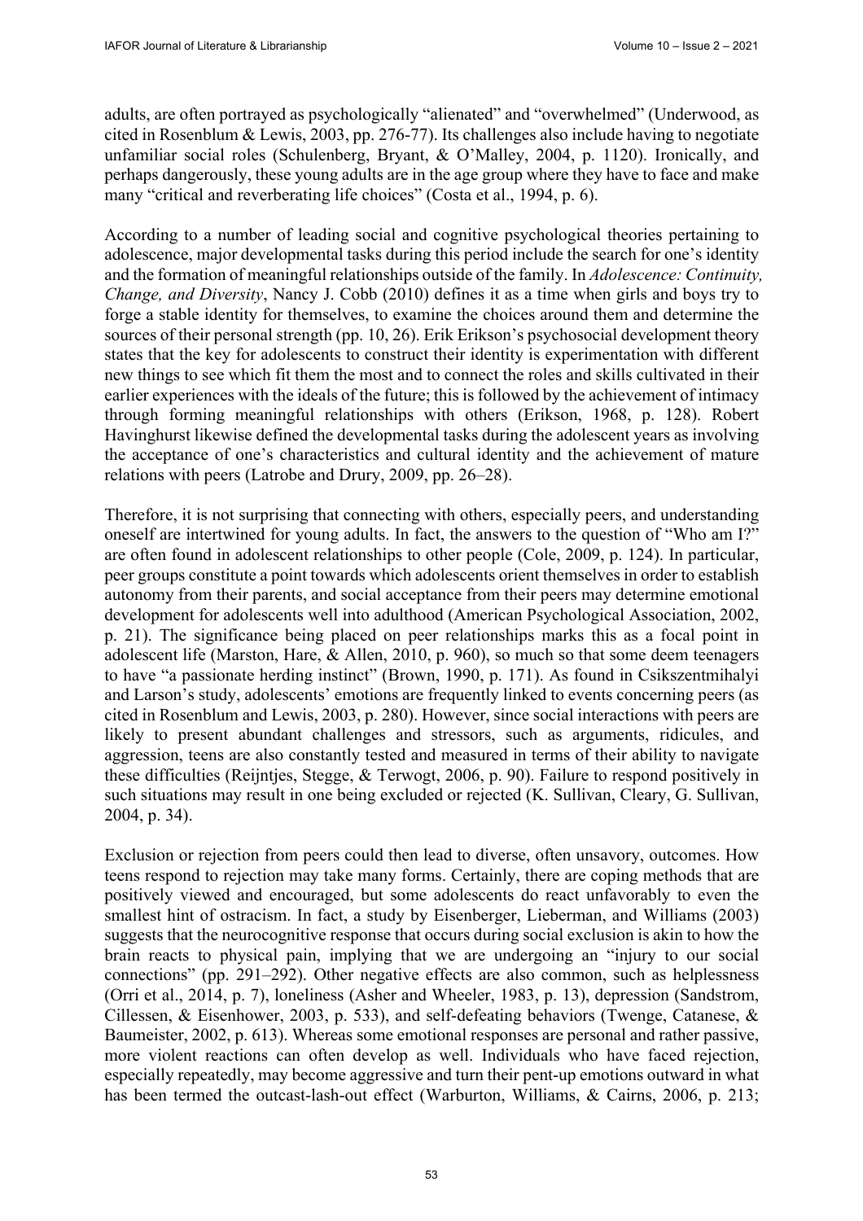adults, are often portrayed as psychologically "alienated" and "overwhelmed" (Underwood, as cited in Rosenblum & Lewis, 2003, pp. 276-77). Its challenges also include having to negotiate unfamiliar social roles (Schulenberg, Bryant, & O'Malley, 2004, p. 1120). Ironically, and perhaps dangerously, these young adults are in the age group where they have to face and make many "critical and reverberating life choices" (Costa et al., 1994, p. 6).

According to a number of leading social and cognitive psychological theories pertaining to adolescence, major developmental tasks during this period include the search for one's identity and the formation of meaningful relationships outside of the family. In *Adolescence: Continuity, Change, and Diversity*, Nancy J. Cobb (2010) defines it as a time when girls and boys try to forge a stable identity for themselves, to examine the choices around them and determine the sources of their personal strength (pp. 10, 26). Erik Erikson's psychosocial development theory states that the key for adolescents to construct their identity is experimentation with different new things to see which fit them the most and to connect the roles and skills cultivated in their earlier experiences with the ideals of the future; this is followed by the achievement of intimacy through forming meaningful relationships with others (Erikson, 1968, p. 128). Robert Havinghurst likewise defined the developmental tasks during the adolescent years as involving the acceptance of one's characteristics and cultural identity and the achievement of mature relations with peers (Latrobe and Drury, 2009, pp. 26–28).

Therefore, it is not surprising that connecting with others, especially peers, and understanding oneself are intertwined for young adults. In fact, the answers to the question of "Who am I?" are often found in adolescent relationships to other people (Cole, 2009, p. 124). In particular, peer groups constitute a point towards which adolescents orient themselves in order to establish autonomy from their parents, and social acceptance from their peers may determine emotional development for adolescents well into adulthood (American Psychological Association, 2002, p. 21). The significance being placed on peer relationships marks this as a focal point in adolescent life (Marston, Hare, & Allen, 2010, p. 960), so much so that some deem teenagers to have "a passionate herding instinct" (Brown, 1990, p. 171). As found in Csikszentmihalyi and Larson's study, adolescents' emotions are frequently linked to events concerning peers (as cited in Rosenblum and Lewis, 2003, p. 280). However, since social interactions with peers are likely to present abundant challenges and stressors, such as arguments, ridicules, and aggression, teens are also constantly tested and measured in terms of their ability to navigate these difficulties (Reijntjes, Stegge, & Terwogt, 2006, p. 90). Failure to respond positively in such situations may result in one being excluded or rejected (K. Sullivan, Cleary, G. Sullivan, 2004, p. 34).

Exclusion or rejection from peers could then lead to diverse, often unsavory, outcomes. How teens respond to rejection may take many forms. Certainly, there are coping methods that are positively viewed and encouraged, but some adolescents do react unfavorably to even the smallest hint of ostracism. In fact, a study by Eisenberger, Lieberman, and Williams (2003) suggests that the neurocognitive response that occurs during social exclusion is akin to how the brain reacts to physical pain, implying that we are undergoing an "injury to our social connections" (pp. 291–292). Other negative effects are also common, such as helplessness (Orri et al., 2014, p. 7), loneliness (Asher and Wheeler, 1983, p. 13), depression (Sandstrom, Cillessen, & Eisenhower, 2003, p. 533), and self-defeating behaviors (Twenge, Catanese, & Baumeister, 2002, p. 613). Whereas some emotional responses are personal and rather passive, more violent reactions can often develop as well. Individuals who have faced rejection, especially repeatedly, may become aggressive and turn their pent-up emotions outward in what has been termed the outcast-lash-out effect (Warburton, Williams, & Cairns, 2006, p. 213;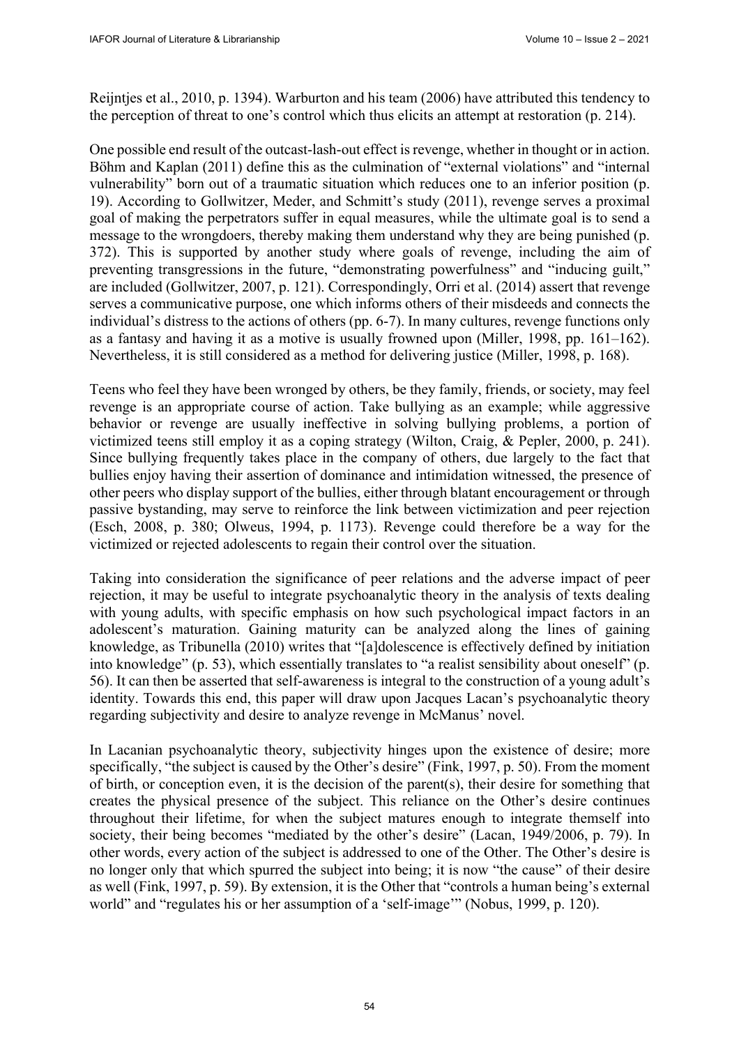Reijntjes et al., 2010, p. 1394). Warburton and his team (2006) have attributed this tendency to the perception of threat to one's control which thus elicits an attempt at restoration (p. 214).

One possible end result of the outcast-lash-out effect is revenge, whether in thought or in action. Böhm and Kaplan (2011) define this as the culmination of "external violations" and "internal vulnerability" born out of a traumatic situation which reduces one to an inferior position (p. 19). According to Gollwitzer, Meder, and Schmitt's study (2011), revenge serves a proximal goal of making the perpetrators suffer in equal measures, while the ultimate goal is to send a message to the wrongdoers, thereby making them understand why they are being punished (p. 372). This is supported by another study where goals of revenge, including the aim of preventing transgressions in the future, "demonstrating powerfulness" and "inducing guilt," are included (Gollwitzer, 2007, p. 121). Correspondingly, Orri et al. (2014) assert that revenge serves a communicative purpose, one which informs others of their misdeeds and connects the individual's distress to the actions of others (pp. 6-7). In many cultures, revenge functions only as a fantasy and having it as a motive is usually frowned upon (Miller, 1998, pp. 161–162). Nevertheless, it is still considered as a method for delivering justice (Miller, 1998, p. 168).

Teens who feel they have been wronged by others, be they family, friends, or society, may feel revenge is an appropriate course of action. Take bullying as an example; while aggressive behavior or revenge are usually ineffective in solving bullying problems, a portion of victimized teens still employ it as a coping strategy (Wilton, Craig, & Pepler, 2000, p. 241). Since bullying frequently takes place in the company of others, due largely to the fact that bullies enjoy having their assertion of dominance and intimidation witnessed, the presence of other peers who display support of the bullies, either through blatant encouragement or through passive bystanding, may serve to reinforce the link between victimization and peer rejection (Esch, 2008, p. 380; Olweus, 1994, p. 1173). Revenge could therefore be a way for the victimized or rejected adolescents to regain their control over the situation.

Taking into consideration the significance of peer relations and the adverse impact of peer rejection, it may be useful to integrate psychoanalytic theory in the analysis of texts dealing with young adults, with specific emphasis on how such psychological impact factors in an adolescent's maturation. Gaining maturity can be analyzed along the lines of gaining knowledge, as Tribunella (2010) writes that "[a]dolescence is effectively defined by initiation into knowledge" (p. 53), which essentially translates to "a realist sensibility about oneself" (p. 56). It can then be asserted that self-awareness is integral to the construction of a young adult's identity. Towards this end, this paper will draw upon Jacques Lacan's psychoanalytic theory regarding subjectivity and desire to analyze revenge in McManus' novel.

In Lacanian psychoanalytic theory, subjectivity hinges upon the existence of desire; more specifically, "the subject is caused by the Other's desire" (Fink, 1997, p. 50). From the moment of birth, or conception even, it is the decision of the parent(s), their desire for something that creates the physical presence of the subject. This reliance on the Other's desire continues throughout their lifetime, for when the subject matures enough to integrate themself into society, their being becomes "mediated by the other's desire" (Lacan, 1949/2006, p. 79). In other words, every action of the subject is addressed to one of the Other. The Other's desire is no longer only that which spurred the subject into being; it is now "the cause" of their desire as well (Fink, 1997, p. 59). By extension, it is the Other that "controls a human being's external world" and "regulates his or her assumption of a 'self-image'" (Nobus, 1999, p. 120).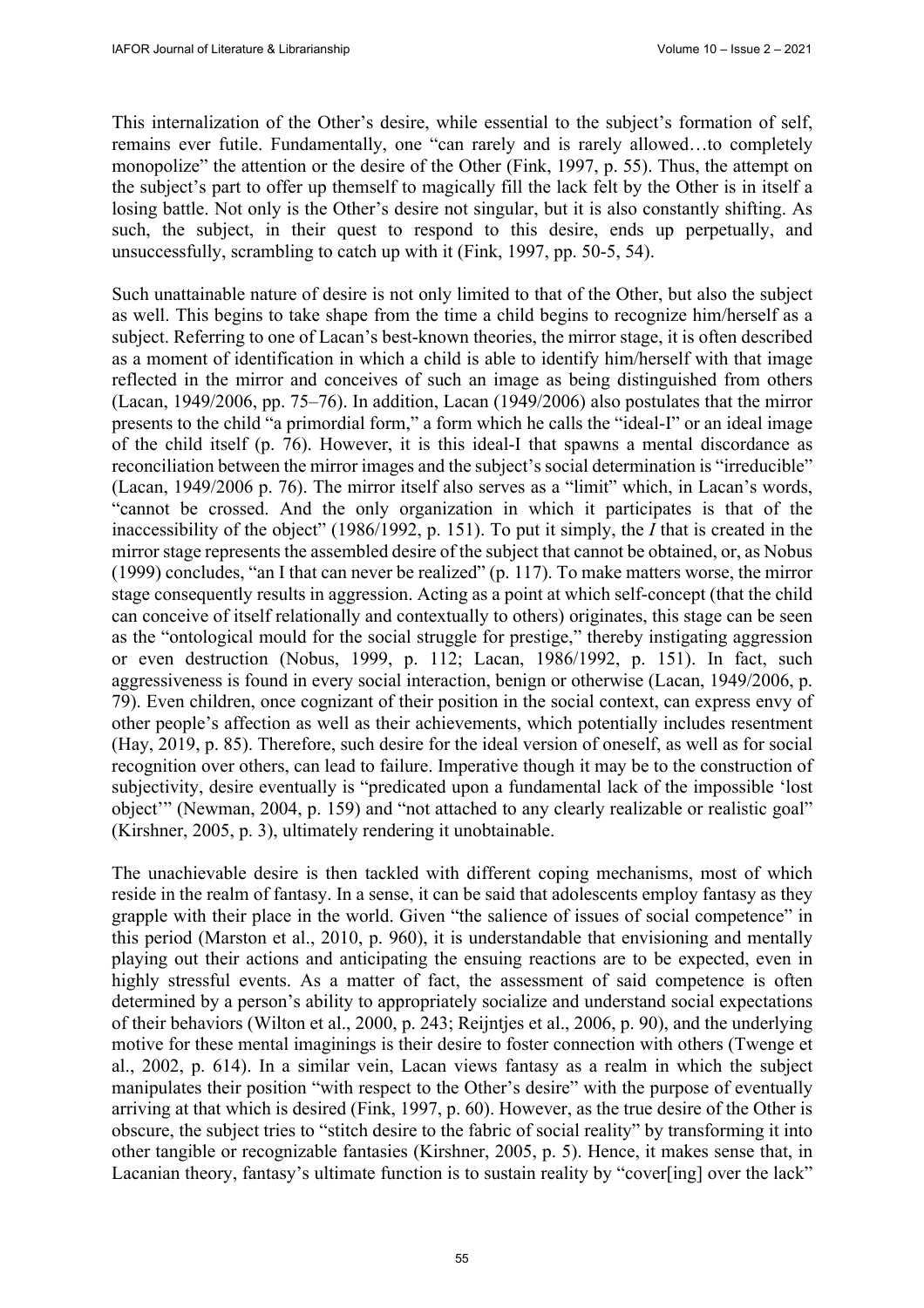This internalization of the Other's desire, while essential to the subject's formation of self, remains ever futile. Fundamentally, one "can rarely and is rarely allowed…to completely monopolize" the attention or the desire of the Other (Fink, 1997, p. 55). Thus, the attempt on the subject's part to offer up themself to magically fill the lack felt by the Other is in itself a losing battle. Not only is the Other's desire not singular, but it is also constantly shifting. As such, the subject, in their quest to respond to this desire, ends up perpetually, and unsuccessfully, scrambling to catch up with it (Fink, 1997, pp. 50-5, 54).

Such unattainable nature of desire is not only limited to that of the Other, but also the subject as well. This begins to take shape from the time a child begins to recognize him/herself as a subject. Referring to one of Lacan's best-known theories, the mirror stage, it is often described as a moment of identification in which a child is able to identify him/herself with that image reflected in the mirror and conceives of such an image as being distinguished from others (Lacan, 1949/2006, pp. 75–76). In addition, Lacan (1949/2006) also postulates that the mirror presents to the child "a primordial form," a form which he calls the "ideal-I" or an ideal image of the child itself (p. 76). However, it is this ideal-I that spawns a mental discordance as reconciliation between the mirror images and the subject's social determination is "irreducible" (Lacan, 1949/2006 p. 76). The mirror itself also serves as a "limit" which, in Lacan's words, "cannot be crossed. And the only organization in which it participates is that of the inaccessibility of the object" (1986/1992, p. 151). To put it simply, the *I* that is created in the mirror stage represents the assembled desire of the subject that cannot be obtained, or, as Nobus (1999) concludes, "an I that can never be realized" (p. 117). To make matters worse, the mirror stage consequently results in aggression. Acting as a point at which self-concept (that the child can conceive of itself relationally and contextually to others) originates, this stage can be seen as the "ontological mould for the social struggle for prestige," thereby instigating aggression or even destruction (Nobus, 1999, p. 112; Lacan, 1986/1992, p. 151). In fact, such aggressiveness is found in every social interaction, benign or otherwise (Lacan, 1949/2006, p. 79). Even children, once cognizant of their position in the social context, can express envy of other people's affection as well as their achievements, which potentially includes resentment (Hay, 2019, p. 85). Therefore, such desire for the ideal version of oneself, as well as for social recognition over others, can lead to failure. Imperative though it may be to the construction of subjectivity, desire eventually is "predicated upon a fundamental lack of the impossible 'lost object'" (Newman, 2004, p. 159) and "not attached to any clearly realizable or realistic goal" (Kirshner, 2005, p. 3), ultimately rendering it unobtainable.

The unachievable desire is then tackled with different coping mechanisms, most of which reside in the realm of fantasy. In a sense, it can be said that adolescents employ fantasy as they grapple with their place in the world. Given "the salience of issues of social competence" in this period (Marston et al., 2010, p. 960), it is understandable that envisioning and mentally playing out their actions and anticipating the ensuing reactions are to be expected, even in highly stressful events. As a matter of fact, the assessment of said competence is often determined by a person's ability to appropriately socialize and understand social expectations of their behaviors (Wilton et al., 2000, p. 243; Reijntjes et al., 2006, p. 90), and the underlying motive for these mental imaginings is their desire to foster connection with others (Twenge et al., 2002, p. 614). In a similar vein, Lacan views fantasy as a realm in which the subject manipulates their position "with respect to the Other's desire" with the purpose of eventually arriving at that which is desired (Fink, 1997, p. 60). However, as the true desire of the Other is obscure, the subject tries to "stitch desire to the fabric of social reality" by transforming it into other tangible or recognizable fantasies (Kirshner, 2005, p. 5). Hence, it makes sense that, in Lacanian theory, fantasy's ultimate function is to sustain reality by "cover[ing] over the lack"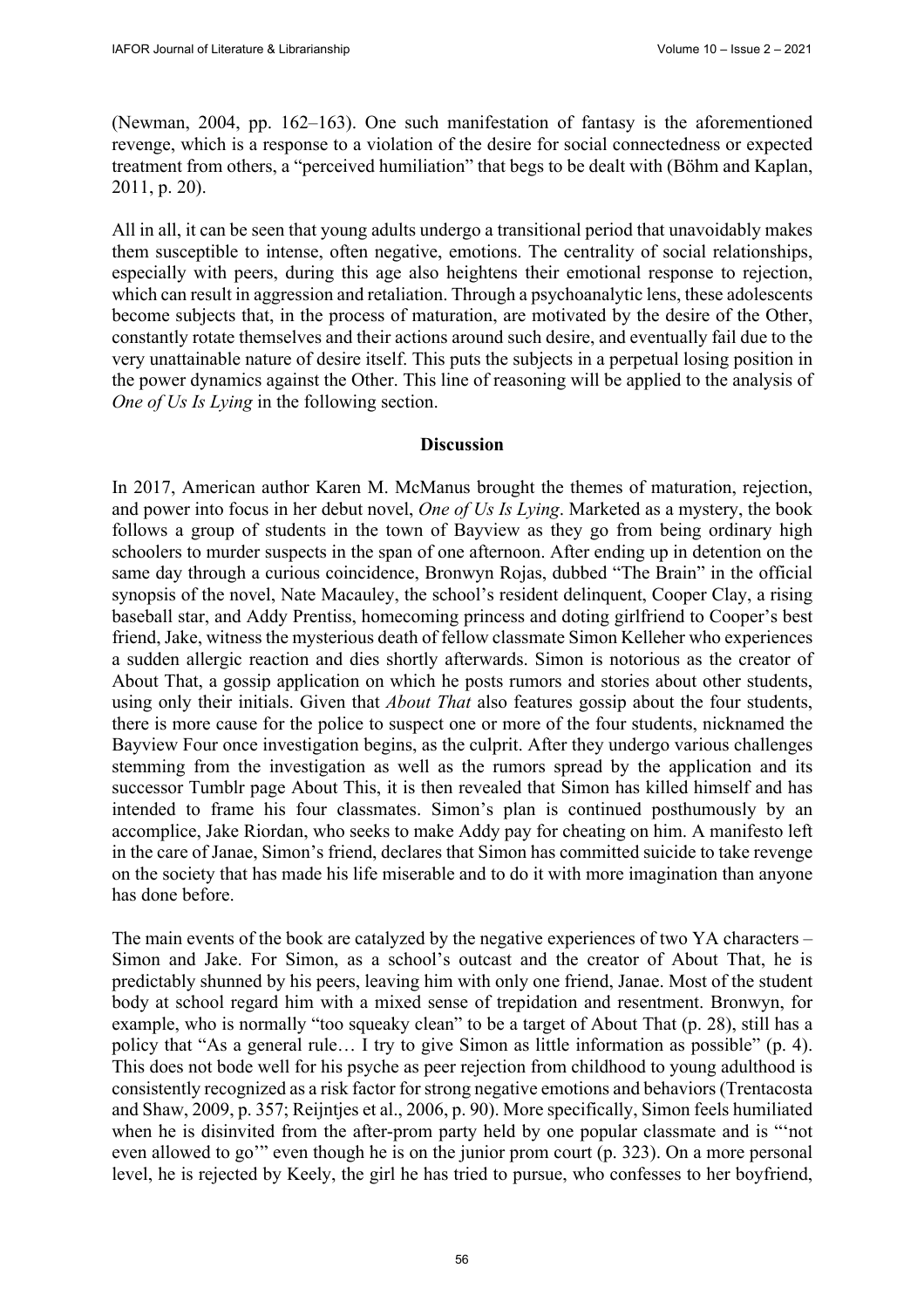(Newman, 2004, pp. 162–163). One such manifestation of fantasy is the aforementioned revenge, which is a response to a violation of the desire for social connectedness or expected treatment from others, a "perceived humiliation" that begs to be dealt with (Böhm and Kaplan, 2011, p. 20).

All in all, it can be seen that young adults undergo a transitional period that unavoidably makes them susceptible to intense, often negative, emotions. The centrality of social relationships, especially with peers, during this age also heightens their emotional response to rejection, which can result in aggression and retaliation. Through a psychoanalytic lens, these adolescents become subjects that, in the process of maturation, are motivated by the desire of the Other, constantly rotate themselves and their actions around such desire, and eventually fail due to the very unattainable nature of desire itself. This puts the subjects in a perpetual losing position in the power dynamics against the Other. This line of reasoning will be applied to the analysis of *One of Us Is Lying* in the following section.

## Discussion

In 2017, American author Karen M. McManus brought the themes of maturation, rejection, and power into focus in her debut novel, *One of Us Is Lying*. Marketed as a mystery, the book follows a group of students in the town of Bayview as they go from being ordinary high schoolers to murder suspects in the span of one afternoon. After ending up in detention on the same day through a curious coincidence, Bronwyn Rojas, dubbed "The Brain" in the official synopsis of the novel, Nate Macauley, the school's resident delinquent, Cooper Clay, a rising baseball star, and Addy Prentiss, homecoming princess and doting girlfriend to Cooper's best friend, Jake, witness the mysterious death of fellow classmate Simon Kelleher who experiences a sudden allergic reaction and dies shortly afterwards. Simon is notorious as the creator of About That, a gossip application on which he posts rumors and stories about other students, using only their initials. Given that *About That* also features gossip about the four students, there is more cause for the police to suspect one or more of the four students, nicknamed the Bayview Four once investigation begins, as the culprit. After they undergo various challenges stemming from the investigation as well as the rumors spread by the application and its successor Tumblr page About This, it is then revealed that Simon has killed himself and has intended to frame his four classmates. Simon's plan is continued posthumously by an accomplice, Jake Riordan, who seeks to make Addy pay for cheating on him. A manifesto left in the care of Janae, Simon's friend, declares that Simon has committed suicide to take revenge on the society that has made his life miserable and to do it with more imagination than anyone has done before.

The main events of the book are catalyzed by the negative experiences of two YA characters – Simon and Jake. For Simon, as a school's outcast and the creator of About That, he is predictably shunned by his peers, leaving him with only one friend, Janae. Most of the student body at school regard him with a mixed sense of trepidation and resentment. Bronwyn, for example, who is normally "too squeaky clean" to be a target of About That (p. 28), still has a policy that "As a general rule… I try to give Simon as little information as possible" (p. 4). This does not bode well for his psyche as peer rejection from childhood to young adulthood is consistently recognized as a risk factor for strong negative emotions and behaviors (Trentacosta and Shaw, 2009, p. 357; Reijntjes et al., 2006, p. 90). More specifically, Simon feels humiliated when he is disinvited from the after-prom party held by one popular classmate and is "'not even allowed to go'" even though he is on the junior prom court (p. 323). On a more personal level, he is rejected by Keely, the girl he has tried to pursue, who confesses to her boyfriend,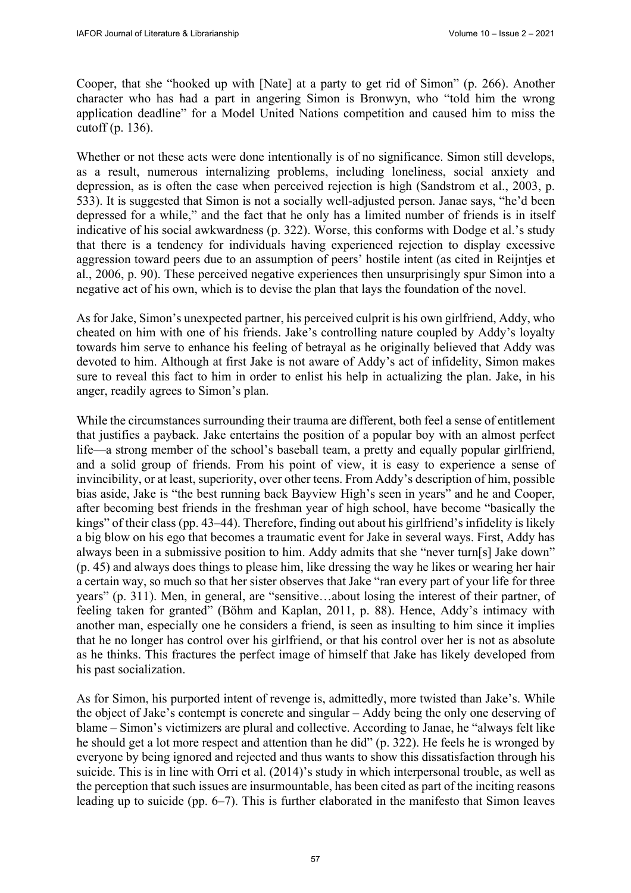Cooper, that she "hooked up with [Nate] at a party to get rid of Simon" (p. 266). Another character who has had a part in angering Simon is Bronwyn, who "told him the wrong application deadline" for a Model United Nations competition and caused him to miss the cutoff (p. 136).

Whether or not these acts were done intentionally is of no significance. Simon still develops, as a result, numerous internalizing problems, including loneliness, social anxiety and depression, as is often the case when perceived rejection is high (Sandstrom et al., 2003, p. 533). It is suggested that Simon is not a socially well-adjusted person. Janae says, "he'd been depressed for a while," and the fact that he only has a limited number of friends is in itself indicative of his social awkwardness (p. 322). Worse, this conforms with Dodge et al.'s study that there is a tendency for individuals having experienced rejection to display excessive aggression toward peers due to an assumption of peers' hostile intent (as cited in Reijntjes et al., 2006, p. 90). These perceived negative experiences then unsurprisingly spur Simon into a negative act of his own, which is to devise the plan that lays the foundation of the novel.

As for Jake, Simon's unexpected partner, his perceived culprit is his own girlfriend, Addy, who cheated on him with one of his friends. Jake's controlling nature coupled by Addy's loyalty towards him serve to enhance his feeling of betrayal as he originally believed that Addy was devoted to him. Although at first Jake is not aware of Addy's act of infidelity, Simon makes sure to reveal this fact to him in order to enlist his help in actualizing the plan. Jake, in his anger, readily agrees to Simon's plan.

While the circumstances surrounding their trauma are different, both feel a sense of entitlement that justifies a payback. Jake entertains the position of a popular boy with an almost perfect life—a strong member of the school's baseball team, a pretty and equally popular girlfriend, and a solid group of friends. From his point of view, it is easy to experience a sense of invincibility, or at least, superiority, over other teens. From Addy's description of him, possible bias aside, Jake is "the best running back Bayview High's seen in years" and he and Cooper, after becoming best friends in the freshman year of high school, have become "basically the kings" of their class (pp. 43–44). Therefore, finding out about his girlfriend's infidelity is likely a big blow on his ego that becomes a traumatic event for Jake in several ways. First, Addy has always been in a submissive position to him. Addy admits that she "never turn[s] Jake down" (p. 45) and always does things to please him, like dressing the way he likes or wearing her hair a certain way, so much so that her sister observes that Jake "ran every part of your life for three years" (p. 311). Men, in general, are "sensitive…about losing the interest of their partner, of feeling taken for granted" (Böhm and Kaplan, 2011, p. 88). Hence, Addy's intimacy with another man, especially one he considers a friend, is seen as insulting to him since it implies that he no longer has control over his girlfriend, or that his control over her is not as absolute as he thinks. This fractures the perfect image of himself that Jake has likely developed from his past socialization.

As for Simon, his purported intent of revenge is, admittedly, more twisted than Jake's. While the object of Jake's contempt is concrete and singular – Addy being the only one deserving of blame – Simon's victimizers are plural and collective. According to Janae, he "always felt like he should get a lot more respect and attention than he did" (p. 322). He feels he is wronged by everyone by being ignored and rejected and thus wants to show this dissatisfaction through his suicide. This is in line with Orri et al. (2014)'s study in which interpersonal trouble, as well as the perception that such issues are insurmountable, has been cited as part of the inciting reasons leading up to suicide (pp. 6–7). This is further elaborated in the manifesto that Simon leaves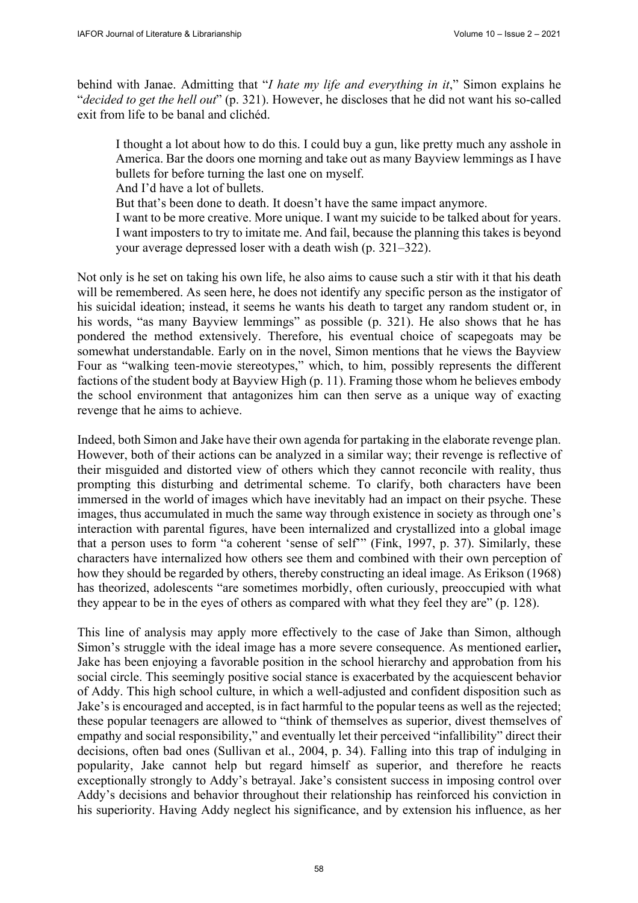behind with Janae. Admitting that "*I hate my life and everything in it*," Simon explains he "*decided to get the hell out*" (p. 321). However, he discloses that he did not want his so-called exit from life to be banal and clichéd.

> I thought a lot about how to do this. I could buy a gun, like pretty much any asshole in America. Bar the doors one morning and take out as many Bayview lemmings as I have bullets for before turning the last one on myself.
> And I'd have a lot of bullets.
> But that's been done to death. It doesn't have the same impact anymore.
> I want to be more creative. More unique. I want my suicide to be talked about for years. I want imposters to try to imitate me. And fail, because the planning this takes is beyond your average depressed loser with a death wish (p. 321–322).

Not only is he set on taking his own life, he also aims to cause such a stir with it that his death will be remembered. As seen here, he does not identify any specific person as the instigator of his suicidal ideation; instead, it seems he wants his death to target any random student or, in his words, "as many Bayview lemmings" as possible (p. 321). He also shows that he has pondered the method extensively. Therefore, his eventual choice of scapegoats may be somewhat understandable. Early on in the novel, Simon mentions that he views the Bayview Four as "walking teen-movie stereotypes," which, to him, possibly represents the different factions of the student body at Bayview High (p. 11). Framing those whom he believes embody the school environment that antagonizes him can then serve as a unique way of exacting revenge that he aims to achieve.

Indeed, both Simon and Jake have their own agenda for partaking in the elaborate revenge plan. However, both of their actions can be analyzed in a similar way; their revenge is reflective of their misguided and distorted view of others which they cannot reconcile with reality, thus prompting this disturbing and detrimental scheme. To clarify, both characters have been immersed in the world of images which have inevitably had an impact on their psyche. These images, thus accumulated in much the same way through existence in society as through one's interaction with parental figures, have been internalized and crystallized into a global image that a person uses to form "a coherent 'sense of self'" (Fink, 1997, p. 37). Similarly, these characters have internalized how others see them and combined with their own perception of how they should be regarded by others, thereby constructing an ideal image. As Erikson (1968) has theorized, adolescents "are sometimes morbidly, often curiously, preoccupied with what they appear to be in the eyes of others as compared with what they feel they are" (p. 128).

This line of analysis may apply more effectively to the case of Jake than Simon, although Simon's struggle with the ideal image has a more severe consequence. As mentioned earlier**,** Jake has been enjoying a favorable position in the school hierarchy and approbation from his social circle. This seemingly positive social stance is exacerbated by the acquiescent behavior of Addy. This high school culture, in which a well-adjusted and confident disposition such as Jake's is encouraged and accepted, is in fact harmful to the popular teens as well as the rejected; these popular teenagers are allowed to "think of themselves as superior, divest themselves of empathy and social responsibility," and eventually let their perceived "infallibility" direct their decisions, often bad ones (Sullivan et al., 2004, p. 34). Falling into this trap of indulging in popularity, Jake cannot help but regard himself as superior, and therefore he reacts exceptionally strongly to Addy's betrayal. Jake's consistent success in imposing control over Addy's decisions and behavior throughout their relationship has reinforced his conviction in his superiority. Having Addy neglect his significance, and by extension his influence, as her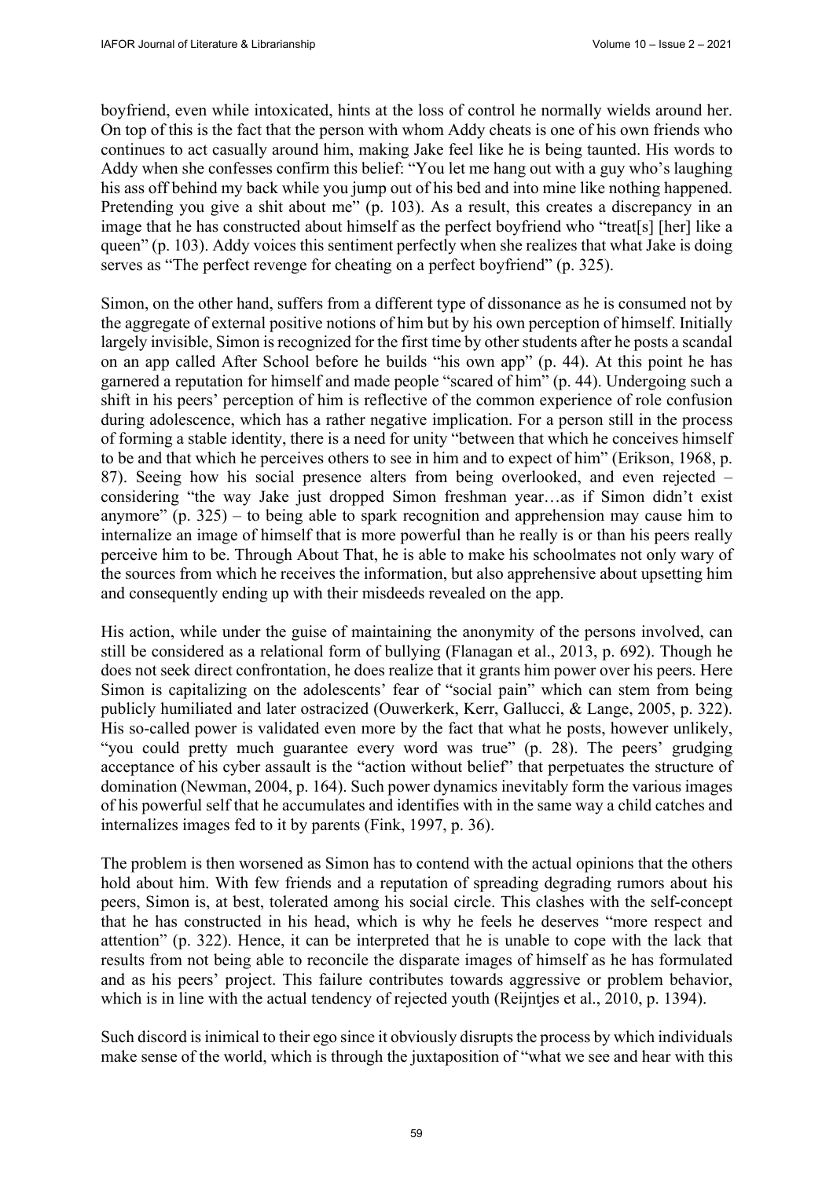boyfriend, even while intoxicated, hints at the loss of control he normally wields around her. On top of this is the fact that the person with whom Addy cheats is one of his own friends who continues to act casually around him, making Jake feel like he is being taunted. His words to Addy when she confesses confirm this belief: "You let me hang out with a guy who's laughing his ass off behind my back while you jump out of his bed and into mine like nothing happened. Pretending you give a shit about me" (p. 103). As a result, this creates a discrepancy in an image that he has constructed about himself as the perfect boyfriend who "treat[s] [her] like a queen" (p. 103). Addy voices this sentiment perfectly when she realizes that what Jake is doing serves as "The perfect revenge for cheating on a perfect boyfriend" (p. 325).

Simon, on the other hand, suffers from a different type of dissonance as he is consumed not by the aggregate of external positive notions of him but by his own perception of himself. Initially largely invisible, Simon is recognized for the first time by other students after he posts a scandal on an app called After School before he builds "his own app" (p. 44). At this point he has garnered a reputation for himself and made people "scared of him" (p. 44). Undergoing such a shift in his peers' perception of him is reflective of the common experience of role confusion during adolescence, which has a rather negative implication. For a person still in the process of forming a stable identity, there is a need for unity "between that which he conceives himself to be and that which he perceives others to see in him and to expect of him" (Erikson, 1968, p. 87). Seeing how his social presence alters from being overlooked, and even rejected – considering "the way Jake just dropped Simon freshman year…as if Simon didn't exist anymore" (p. 325) – to being able to spark recognition and apprehension may cause him to internalize an image of himself that is more powerful than he really is or than his peers really perceive him to be. Through About That, he is able to make his schoolmates not only wary of the sources from which he receives the information, but also apprehensive about upsetting him and consequently ending up with their misdeeds revealed on the app.

His action, while under the guise of maintaining the anonymity of the persons involved, can still be considered as a relational form of bullying (Flanagan et al., 2013, p. 692). Though he does not seek direct confrontation, he does realize that it grants him power over his peers. Here Simon is capitalizing on the adolescents' fear of "social pain" which can stem from being publicly humiliated and later ostracized (Ouwerkerk, Kerr, Gallucci, & Lange, 2005, p. 322). His so-called power is validated even more by the fact that what he posts, however unlikely, "you could pretty much guarantee every word was true" (p. 28). The peers' grudging acceptance of his cyber assault is the "action without belief" that perpetuates the structure of domination (Newman, 2004, p. 164). Such power dynamics inevitably form the various images of his powerful self that he accumulates and identifies with in the same way a child catches and internalizes images fed to it by parents (Fink, 1997, p. 36).

The problem is then worsened as Simon has to contend with the actual opinions that the others hold about him. With few friends and a reputation of spreading degrading rumors about his peers, Simon is, at best, tolerated among his social circle. This clashes with the self-concept that he has constructed in his head, which is why he feels he deserves "more respect and attention" (p. 322). Hence, it can be interpreted that he is unable to cope with the lack that results from not being able to reconcile the disparate images of himself as he has formulated and as his peers' project. This failure contributes towards aggressive or problem behavior, which is in line with the actual tendency of rejected youth (Reijntjes et al., 2010, p. 1394).

Such discord is inimical to their ego since it obviously disrupts the process by which individuals make sense of the world, which is through the juxtaposition of "what we see and hear with this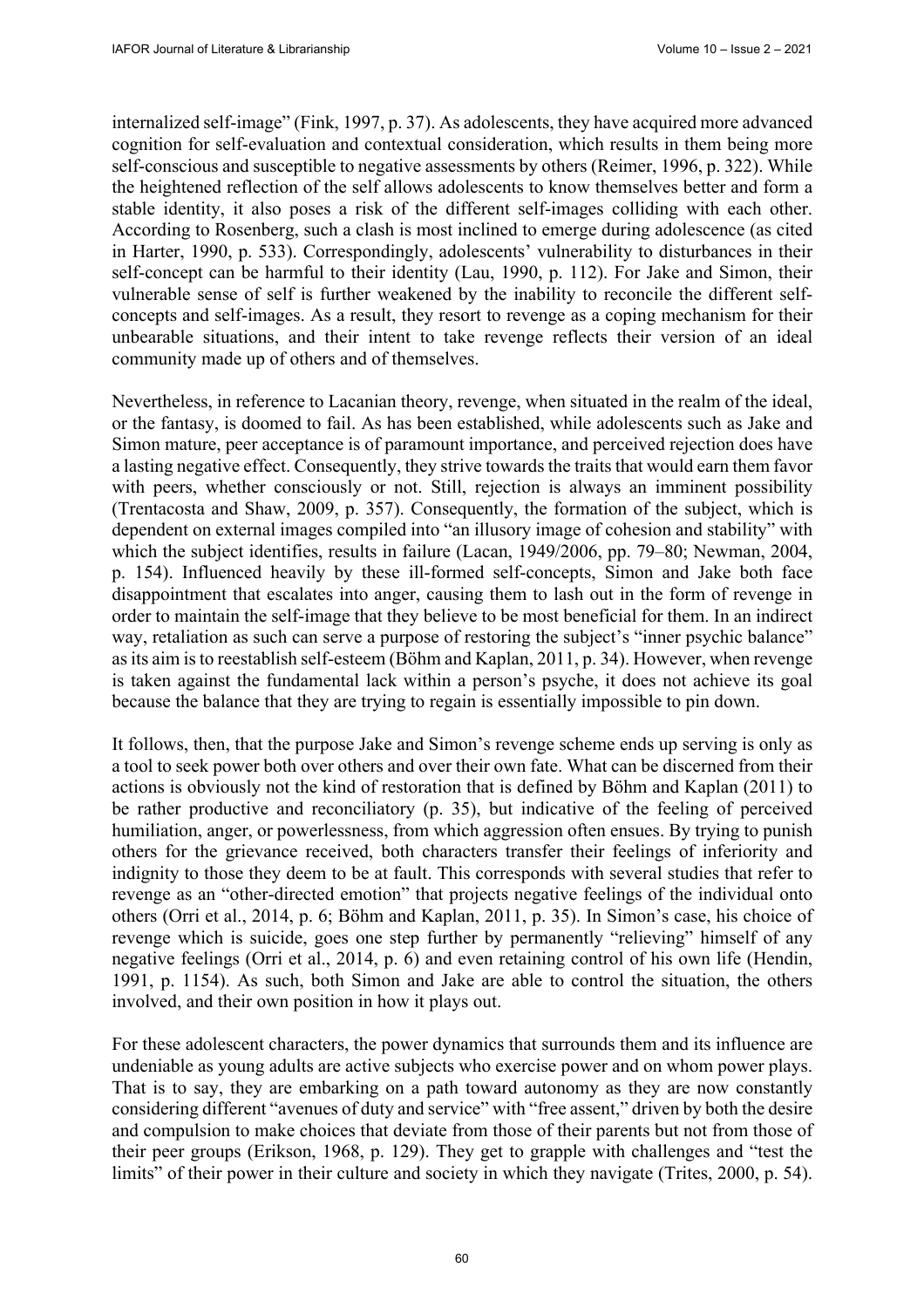internalized self-image" (Fink, 1997, p. 37). As adolescents, they have acquired more advanced cognition for self-evaluation and contextual consideration, which results in them being more self-conscious and susceptible to negative assessments by others (Reimer, 1996, p. 322). While the heightened reflection of the self allows adolescents to know themselves better and form a stable identity, it also poses a risk of the different self-images colliding with each other. According to Rosenberg, such a clash is most inclined to emerge during adolescence (as cited in Harter, 1990, p. 533). Correspondingly, adolescents' vulnerability to disturbances in their self-concept can be harmful to their identity (Lau, 1990, p. 112). For Jake and Simon, their vulnerable sense of self is further weakened by the inability to reconcile the different self-concepts and self-images. As a result, they resort to revenge as a coping mechanism for their unbearable situations, and their intent to take revenge reflects their version of an ideal community made up of others and of themselves.

Nevertheless, in reference to Lacanian theory, revenge, when situated in the realm of the ideal, or the fantasy, is doomed to fail. As has been established, while adolescents such as Jake and Simon mature, peer acceptance is of paramount importance, and perceived rejection does have a lasting negative effect. Consequently, they strive towards the traits that would earn them favor with peers, whether consciously or not. Still, rejection is always an imminent possibility (Trentacosta and Shaw, 2009, p. 357). Consequently, the formation of the subject, which is dependent on external images compiled into "an illusory image of cohesion and stability" with which the subject identifies, results in failure (Lacan, 1949/2006, pp. 79–80; Newman, 2004, p. 154). Influenced heavily by these ill-formed self-concepts, Simon and Jake both face disappointment that escalates into anger, causing them to lash out in the form of revenge in order to maintain the self-image that they believe to be most beneficial for them. In an indirect way, retaliation as such can serve a purpose of restoring the subject's "inner psychic balance" as its aim is to reestablish self-esteem (Böhm and Kaplan, 2011, p. 34). However, when revenge is taken against the fundamental lack within a person's psyche, it does not achieve its goal because the balance that they are trying to regain is essentially impossible to pin down.

It follows, then, that the purpose Jake and Simon's revenge scheme ends up serving is only as a tool to seek power both over others and over their own fate. What can be discerned from their actions is obviously not the kind of restoration that is defined by Böhm and Kaplan (2011) to be rather productive and reconciliatory (p. 35), but indicative of the feeling of perceived humiliation, anger, or powerlessness, from which aggression often ensues. By trying to punish others for the grievance received, both characters transfer their feelings of inferiority and indignity to those they deem to be at fault. This corresponds with several studies that refer to revenge as an "other-directed emotion" that projects negative feelings of the individual onto others (Orri et al., 2014, p. 6; Böhm and Kaplan, 2011, p. 35). In Simon's case, his choice of revenge which is suicide, goes one step further by permanently "relieving" himself of any negative feelings (Orri et al., 2014, p. 6) and even retaining control of his own life (Hendin, 1991, p. 1154). As such, both Simon and Jake are able to control the situation, the others involved, and their own position in how it plays out.

For these adolescent characters, the power dynamics that surrounds them and its influence are undeniable as young adults are active subjects who exercise power and on whom power plays. That is to say, they are embarking on a path toward autonomy as they are now constantly considering different "avenues of duty and service" with "free assent," driven by both the desire and compulsion to make choices that deviate from those of their parents but not from those of their peer groups (Erikson, 1968, p. 129). They get to grapple with challenges and "test the limits" of their power in their culture and society in which they navigate (Trites, 2000, p. 54).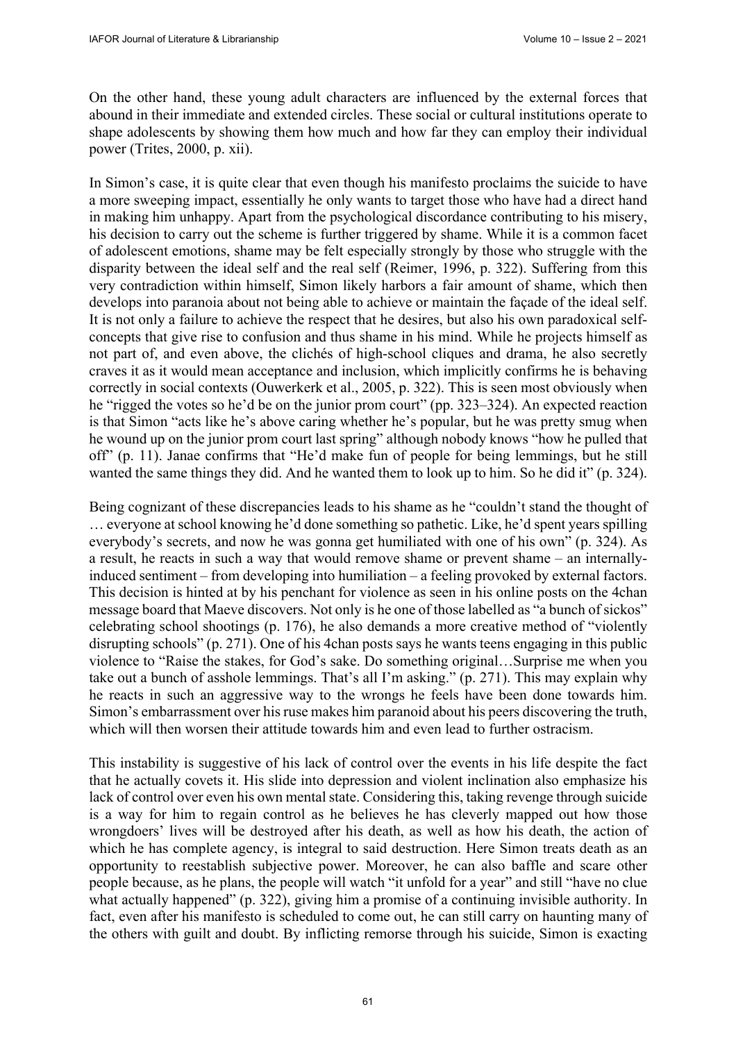On the other hand, these young adult characters are influenced by the external forces that abound in their immediate and extended circles. These social or cultural institutions operate to shape adolescents by showing them how much and how far they can employ their individual power (Trites, 2000, p. xii).

In Simon's case, it is quite clear that even though his manifesto proclaims the suicide to have a more sweeping impact, essentially he only wants to target those who have had a direct hand in making him unhappy. Apart from the psychological discordance contributing to his misery, his decision to carry out the scheme is further triggered by shame. While it is a common facet of adolescent emotions, shame may be felt especially strongly by those who struggle with the disparity between the ideal self and the real self (Reimer, 1996, p. 322). Suffering from this very contradiction within himself, Simon likely harbors a fair amount of shame, which then develops into paranoia about not being able to achieve or maintain the façade of the ideal self. It is not only a failure to achieve the respect that he desires, but also his own paradoxical self-concepts that give rise to confusion and thus shame in his mind. While he projects himself as not part of, and even above, the clichés of high-school cliques and drama, he also secretly craves it as it would mean acceptance and inclusion, which implicitly confirms he is behaving correctly in social contexts (Ouwerkerk et al., 2005, p. 322). This is seen most obviously when he "rigged the votes so he'd be on the junior prom court" (pp. 323–324). An expected reaction is that Simon "acts like he's above caring whether he's popular, but he was pretty smug when he wound up on the junior prom court last spring" although nobody knows "how he pulled that off" (p. 11). Janae confirms that "He'd make fun of people for being lemmings, but he still wanted the same things they did. And he wanted them to look up to him. So he did it" (p. 324).

Being cognizant of these discrepancies leads to his shame as he "couldn't stand the thought of … everyone at school knowing he'd done something so pathetic. Like, he'd spent years spilling everybody's secrets, and now he was gonna get humiliated with one of his own" (p. 324). As a result, he reacts in such a way that would remove shame or prevent shame – an internally-induced sentiment – from developing into humiliation – a feeling provoked by external factors. This decision is hinted at by his penchant for violence as seen in his online posts on the 4chan message board that Maeve discovers. Not only is he one of those labelled as "a bunch of sickos" celebrating school shootings (p. 176), he also demands a more creative method of "violently disrupting schools" (p. 271). One of his 4chan posts says he wants teens engaging in this public violence to "Raise the stakes, for God's sake. Do something original…Surprise me when you take out a bunch of asshole lemmings. That's all I'm asking." (p. 271). This may explain why he reacts in such an aggressive way to the wrongs he feels have been done towards him. Simon's embarrassment over his ruse makes him paranoid about his peers discovering the truth, which will then worsen their attitude towards him and even lead to further ostracism.

This instability is suggestive of his lack of control over the events in his life despite the fact that he actually covets it. His slide into depression and violent inclination also emphasize his lack of control over even his own mental state. Considering this, taking revenge through suicide is a way for him to regain control as he believes he has cleverly mapped out how those wrongdoers' lives will be destroyed after his death, as well as how his death, the action of which he has complete agency, is integral to said destruction. Here Simon treats death as an opportunity to reestablish subjective power. Moreover, he can also baffle and scare other people because, as he plans, the people will watch "it unfold for a year" and still "have no clue what actually happened" (p. 322), giving him a promise of a continuing invisible authority. In fact, even after his manifesto is scheduled to come out, he can still carry on haunting many of the others with guilt and doubt. By inflicting remorse through his suicide, Simon is exacting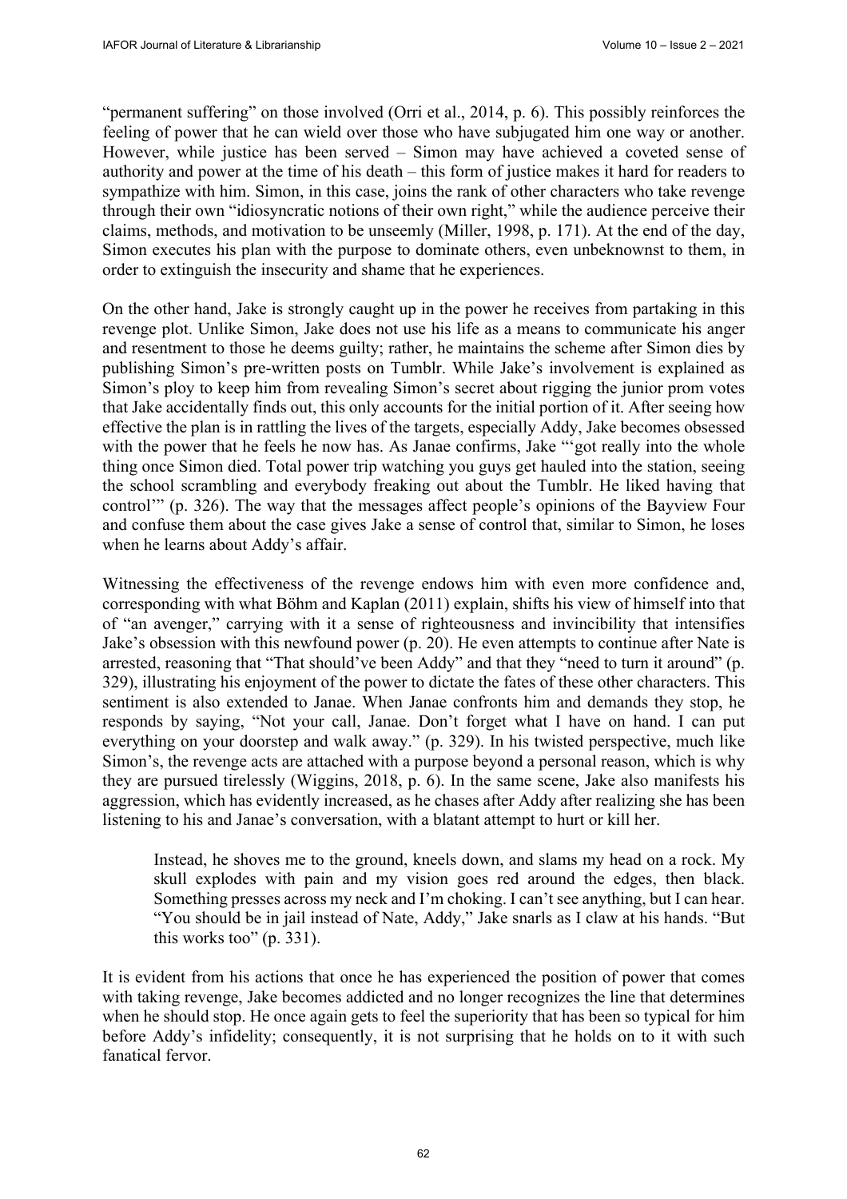"permanent suffering" on those involved (Orri et al., 2014, p. 6). This possibly reinforces the feeling of power that he can wield over those who have subjugated him one way or another. However, while justice has been served – Simon may have achieved a coveted sense of authority and power at the time of his death – this form of justice makes it hard for readers to sympathize with him. Simon, in this case, joins the rank of other characters who take revenge through their own "idiosyncratic notions of their own right," while the audience perceive their claims, methods, and motivation to be unseemly (Miller, 1998, p. 171). At the end of the day, Simon executes his plan with the purpose to dominate others, even unbeknownst to them, in order to extinguish the insecurity and shame that he experiences.

On the other hand, Jake is strongly caught up in the power he receives from partaking in this revenge plot. Unlike Simon, Jake does not use his life as a means to communicate his anger and resentment to those he deems guilty; rather, he maintains the scheme after Simon dies by publishing Simon's pre-written posts on Tumblr. While Jake's involvement is explained as Simon's ploy to keep him from revealing Simon's secret about rigging the junior prom votes that Jake accidentally finds out, this only accounts for the initial portion of it. After seeing how effective the plan is in rattling the lives of the targets, especially Addy, Jake becomes obsessed with the power that he feels he now has. As Janae confirms, Jake "'got really into the whole thing once Simon died. Total power trip watching you guys get hauled into the station, seeing the school scrambling and everybody freaking out about the Tumblr. He liked having that control'" (p. 326). The way that the messages affect people's opinions of the Bayview Four and confuse them about the case gives Jake a sense of control that, similar to Simon, he loses when he learns about Addy's affair.

Witnessing the effectiveness of the revenge endows him with even more confidence and, corresponding with what Böhm and Kaplan (2011) explain, shifts his view of himself into that of "an avenger," carrying with it a sense of righteousness and invincibility that intensifies Jake's obsession with this newfound power (p. 20). He even attempts to continue after Nate is arrested, reasoning that "That should've been Addy" and that they "need to turn it around" (p. 329), illustrating his enjoyment of the power to dictate the fates of these other characters. This sentiment is also extended to Janae. When Janae confronts him and demands they stop, he responds by saying, "Not your call, Janae. Don't forget what I have on hand. I can put everything on your doorstep and walk away." (p. 329). In his twisted perspective, much like Simon's, the revenge acts are attached with a purpose beyond a personal reason, which is why they are pursued tirelessly (Wiggins, 2018, p. 6). In the same scene, Jake also manifests his aggression, which has evidently increased, as he chases after Addy after realizing she has been listening to his and Janae's conversation, with a blatant attempt to hurt or kill her.

> Instead, he shoves me to the ground, kneels down, and slams my head on a rock. My skull explodes with pain and my vision goes red around the edges, then black. Something presses across my neck and I'm choking. I can't see anything, but I can hear. "You should be in jail instead of Nate, Addy," Jake snarls as I claw at his hands. "But this works too" (p. 331).

It is evident from his actions that once he has experienced the position of power that comes with taking revenge, Jake becomes addicted and no longer recognizes the line that determines when he should stop. He once again gets to feel the superiority that has been so typical for him before Addy's infidelity; consequently, it is not surprising that he holds on to it with such fanatical fervor.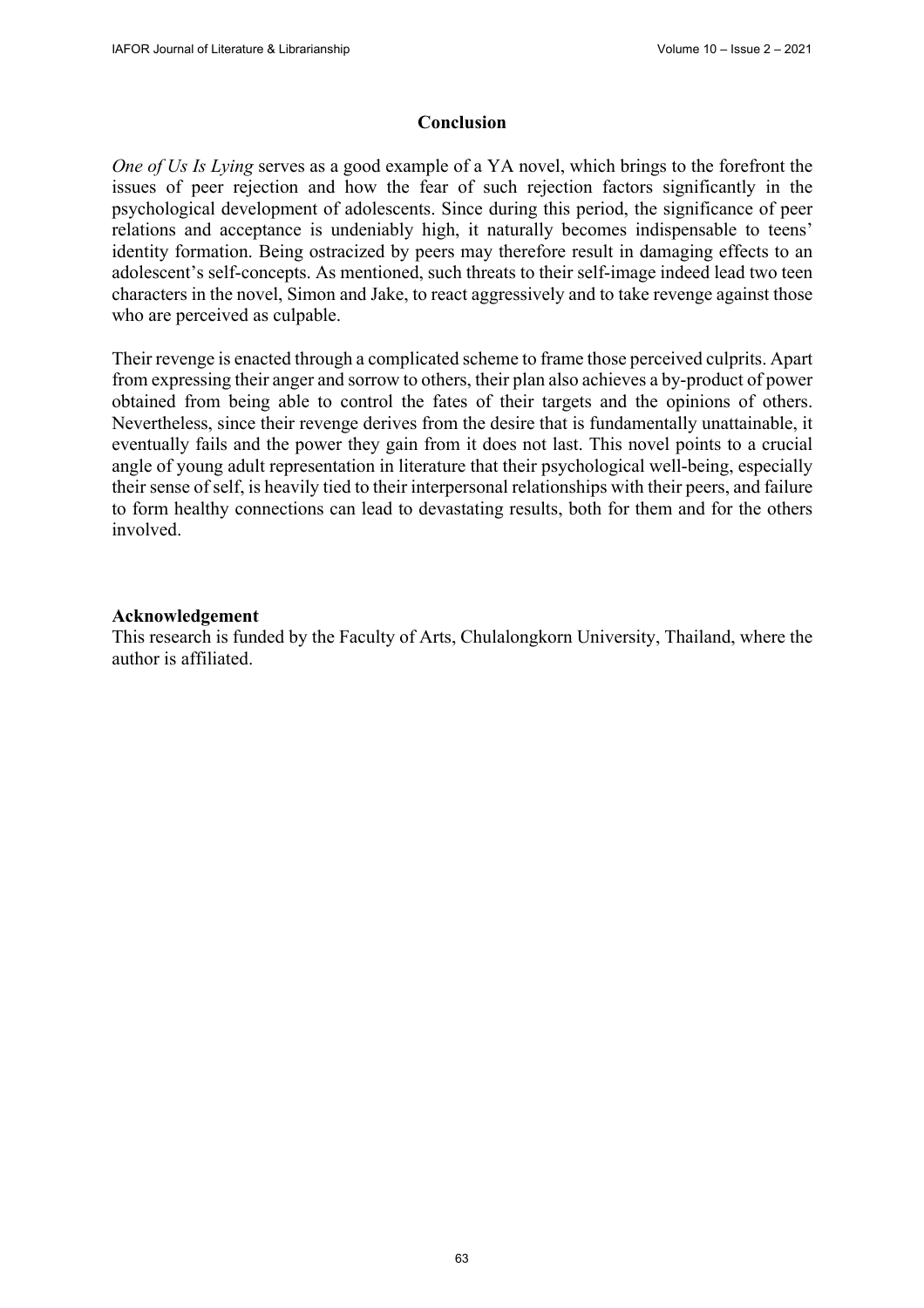## Conclusion

*One of Us Is Lying* serves as a good example of a YA novel, which brings to the forefront the issues of peer rejection and how the fear of such rejection factors significantly in the psychological development of adolescents. Since during this period, the significance of peer relations and acceptance is undeniably high, it naturally becomes indispensable to teens' identity formation. Being ostracized by peers may therefore result in damaging effects to an adolescent's self-concepts. As mentioned, such threats to their self-image indeed lead two teen characters in the novel, Simon and Jake, to react aggressively and to take revenge against those who are perceived as culpable.

Their revenge is enacted through a complicated scheme to frame those perceived culprits. Apart from expressing their anger and sorrow to others, their plan also achieves a by-product of power obtained from being able to control the fates of their targets and the opinions of others. Nevertheless, since their revenge derives from the desire that is fundamentally unattainable, it eventually fails and the power they gain from it does not last. This novel points to a crucial angle of young adult representation in literature that their psychological well-being, especially their sense of self, is heavily tied to their interpersonal relationships with their peers, and failure to form healthy connections can lead to devastating results, both for them and for the others involved.

**Acknowledgement**

This research is funded by the Faculty of Arts, Chulalongkorn University, Thailand, where the author is affiliated.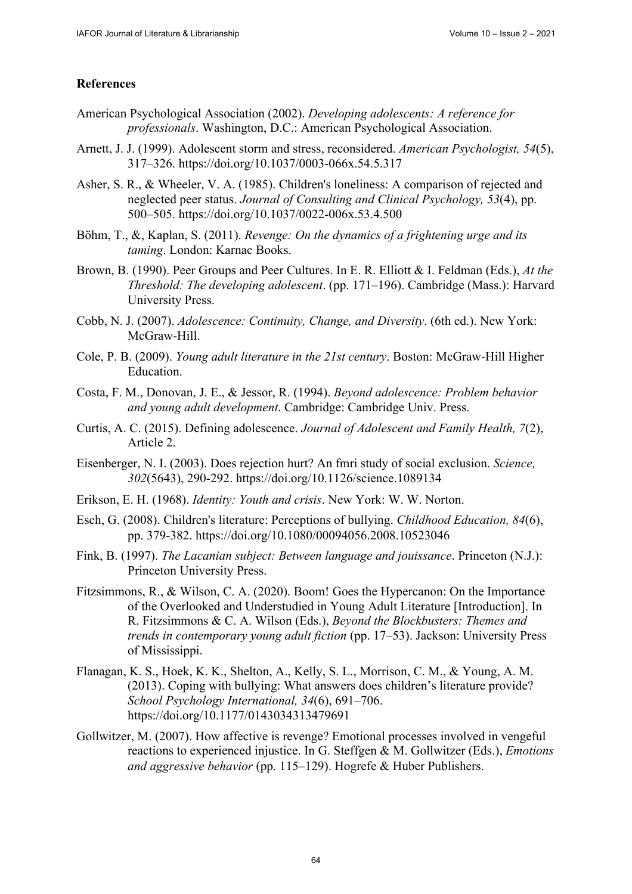## References

American Psychological Association (2002). *Developing adolescents: A reference for professionals*. Washington, D.C.: American Psychological Association.

Arnett, J. J. (1999). Adolescent storm and stress, reconsidered. *American Psychologist, 54*(5), 317–326. https://doi.org/10.1037/0003-066x.54.5.317

Asher, S. R., & Wheeler, V. A. (1985). Children's loneliness: A comparison of rejected and neglected peer status. *Journal of Consulting and Clinical Psychology, 53*(4), pp. 500–505. https://doi.org/10.1037/0022-006x.53.4.500

Böhm, T., &, Kaplan, S. (2011). *Revenge: On the dynamics of a frightening urge and its taming*. London: Karnac Books.

Brown, B. (1990). Peer Groups and Peer Cultures. In E. R. Elliott & I. Feldman (Eds.), *At the Threshold: The developing adolescent*. (pp. 171–196). Cambridge (Mass.): Harvard University Press.

Cobb, N. J. (2007). *Adolescence: Continuity, Change, and Diversity*. (6th ed.). New York: McGraw-Hill.

Cole, P. B. (2009). *Young adult literature in the 21st century*. Boston: McGraw-Hill Higher Education.

Costa, F. M., Donovan, J. E., & Jessor, R. (1994). *Beyond adolescence: Problem behavior and young adult development*. Cambridge: Cambridge Univ. Press.

Curtis, A. C. (2015). Defining adolescence. *Journal of Adolescent and Family Health, 7*(2), Article 2.

Eisenberger, N. I. (2003). Does rejection hurt? An fmri study of social exclusion. *Science, 302*(5643), 290-292. https://doi.org/10.1126/science.1089134

Erikson, E. H. (1968). *Identity: Youth and crisis*. New York: W. W. Norton.

Esch, G. (2008). Children's literature: Perceptions of bullying. *Childhood Education, 84*(6), pp. 379-382. https://doi.org/10.1080/00094056.2008.10523046

Fink, B. (1997). *The Lacanian subject: Between language and jouissance*. Princeton (N.J.): Princeton University Press.

Fitzsimmons, R., & Wilson, C. A. (2020). Boom! Goes the Hypercanon: On the Importance of the Overlooked and Understudied in Young Adult Literature [Introduction]. In R. Fitzsimmons & C. A. Wilson (Eds.), *Beyond the Blockbusters: Themes and trends in contemporary young adult fiction* (pp. 17–53). Jackson: University Press of Mississippi.

Flanagan, K. S., Hoek, K. K., Shelton, A., Kelly, S. L., Morrison, C. M., & Young, A. M. (2013). Coping with bullying: What answers does children's literature provide? *School Psychology International, 34*(6), 691–706. https://doi.org/10.1177/0143034313479691

Gollwitzer, M. (2007). How affective is revenge? Emotional processes involved in vengeful reactions to experienced injustice. In G. Steffgen & M. Gollwitzer (Eds.), *Emotions and aggressive behavior* (pp. 115–129). Hogrefe & Huber Publishers.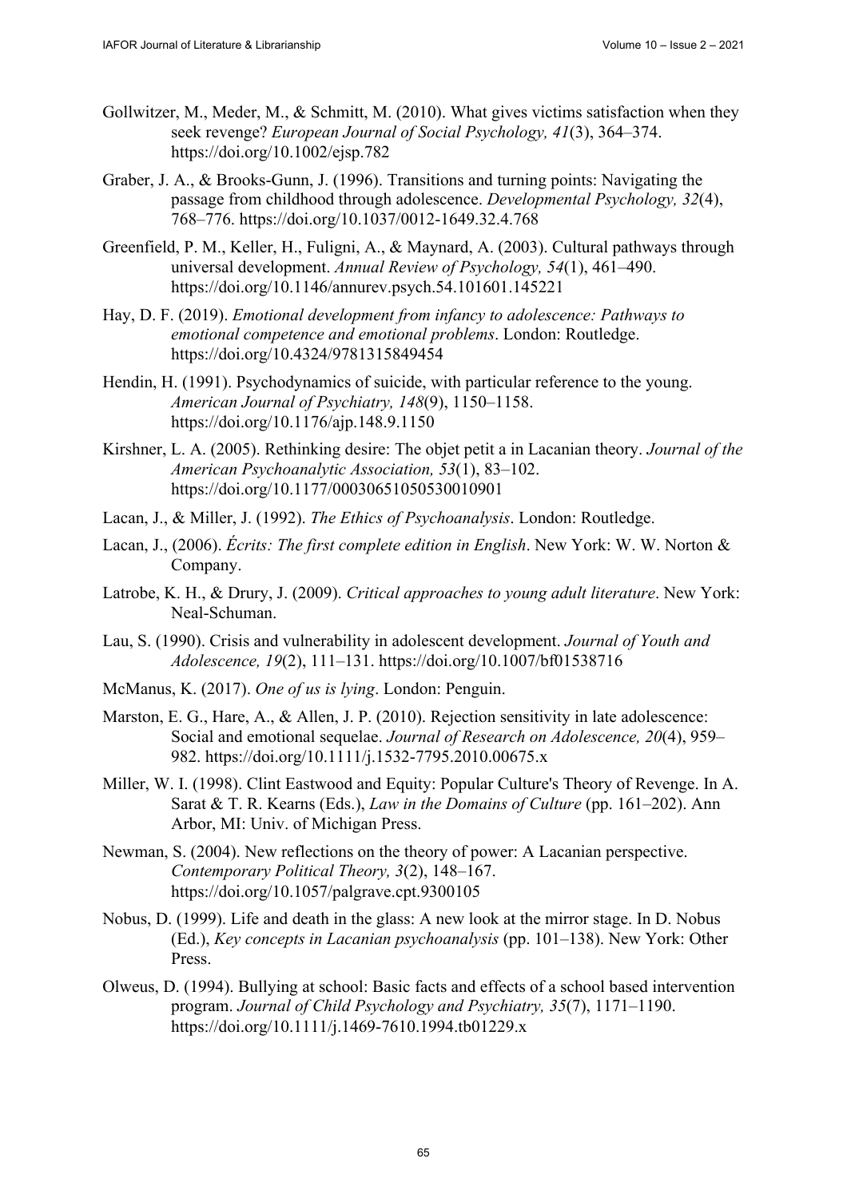Gollwitzer, M., Meder, M., & Schmitt, M. (2010). What gives victims satisfaction when they seek revenge? *European Journal of Social Psychology, 41*(3), 364–374. https://doi.org/10.1002/ejsp.782

Graber, J. A., & Brooks-Gunn, J. (1996). Transitions and turning points: Navigating the passage from childhood through adolescence. *Developmental Psychology, 32*(4), 768–776. https://doi.org/10.1037/0012-1649.32.4.768

Greenfield, P. M., Keller, H., Fuligni, A., & Maynard, A. (2003). Cultural pathways through universal development. *Annual Review of Psychology, 54*(1), 461–490. https://doi.org/10.1146/annurev.psych.54.101601.145221

Hay, D. F. (2019). *Emotional development from infancy to adolescence: Pathways to emotional competence and emotional problems*. London: Routledge. https://doi.org/10.4324/9781315849454

Hendin, H. (1991). Psychodynamics of suicide, with particular reference to the young. *American Journal of Psychiatry, 148*(9), 1150–1158. https://doi.org/10.1176/ajp.148.9.1150

Kirshner, L. A. (2005). Rethinking desire: The objet petit a in Lacanian theory. *Journal of the American Psychoanalytic Association, 53*(1), 83–102. https://doi.org/10.1177/00030651050530010901

Lacan, J., & Miller, J. (1992). *The Ethics of Psychoanalysis*. London: Routledge.

Lacan, J., (2006). *Écrits: The first complete edition in English*. New York: W. W. Norton & Company.

Latrobe, K. H., & Drury, J. (2009). *Critical approaches to young adult literature*. New York: Neal-Schuman.

Lau, S. (1990). Crisis and vulnerability in adolescent development. *Journal of Youth and Adolescence, 19*(2), 111–131. https://doi.org/10.1007/bf01538716

McManus, K. (2017). *One of us is lying*. London: Penguin.

Marston, E. G., Hare, A., & Allen, J. P. (2010). Rejection sensitivity in late adolescence: Social and emotional sequelae. *Journal of Research on Adolescence, 20*(4), 959–982. https://doi.org/10.1111/j.1532-7795.2010.00675.x

Miller, W. I. (1998). Clint Eastwood and Equity: Popular Culture's Theory of Revenge. In A. Sarat & T. R. Kearns (Eds.), *Law in the Domains of Culture* (pp. 161–202). Ann Arbor, MI: Univ. of Michigan Press.

Newman, S. (2004). New reflections on the theory of power: A Lacanian perspective. *Contemporary Political Theory, 3*(2), 148–167. https://doi.org/10.1057/palgrave.cpt.9300105

Nobus, D. (1999). Life and death in the glass: A new look at the mirror stage. In D. Nobus (Ed.), *Key concepts in Lacanian psychoanalysis* (pp. 101–138). New York: Other Press.

Olweus, D. (1994). Bullying at school: Basic facts and effects of a school based intervention program. *Journal of Child Psychology and Psychiatry, 35*(7), 1171–1190. https://doi.org/10.1111/j.1469-7610.1994.tb01229.x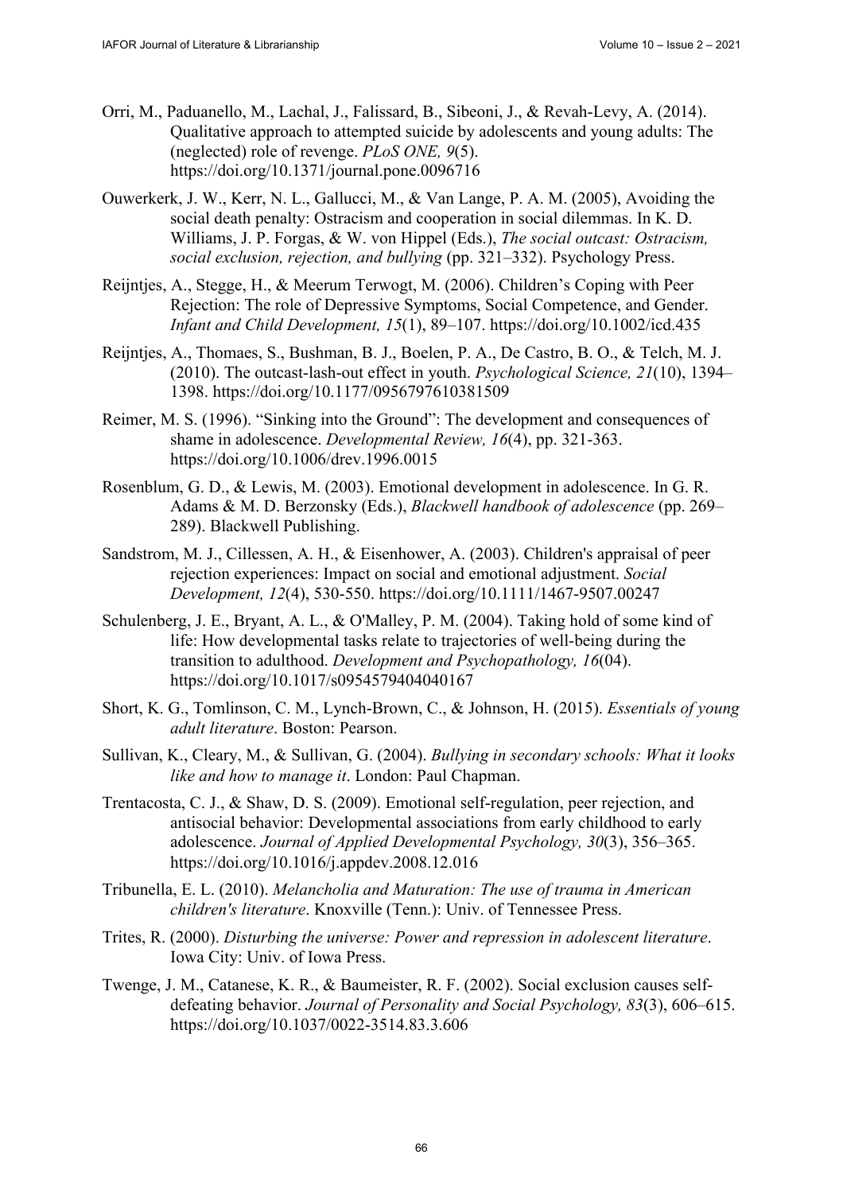Orri, M., Paduanello, M., Lachal, J., Falissard, B., Sibeoni, J., & Revah-Levy, A. (2014). Qualitative approach to attempted suicide by adolescents and young adults: The (neglected) role of revenge. *PLoS ONE, 9*(5). https://doi.org/10.1371/journal.pone.0096716

Ouwerkerk, J. W., Kerr, N. L., Gallucci, M., & Van Lange, P. A. M. (2005), Avoiding the social death penalty: Ostracism and cooperation in social dilemmas. In K. D. Williams, J. P. Forgas, & W. von Hippel (Eds.), *The social outcast: Ostracism, social exclusion, rejection, and bullying* (pp. 321–332). Psychology Press.

Reijntjes, A., Stegge, H., & Meerum Terwogt, M. (2006). Children's Coping with Peer Rejection: The role of Depressive Symptoms, Social Competence, and Gender. *Infant and Child Development, 15*(1), 89–107. https://doi.org/10.1002/icd.435

Reijntjes, A., Thomaes, S., Bushman, B. J., Boelen, P. A., De Castro, B. O., & Telch, M. J. (2010). The outcast-lash-out effect in youth. *Psychological Science, 21*(10), 1394–1398. https://doi.org/10.1177/0956797610381509

Reimer, M. S. (1996). "Sinking into the Ground": The development and consequences of shame in adolescence. *Developmental Review, 16*(4), pp. 321-363. https://doi.org/10.1006/drev.1996.0015

Rosenblum, G. D., & Lewis, M. (2003). Emotional development in adolescence. In G. R. Adams & M. D. Berzonsky (Eds.), *Blackwell handbook of adolescence* (pp. 269–289). Blackwell Publishing.

Sandstrom, M. J., Cillessen, A. H., & Eisenhower, A. (2003). Children's appraisal of peer rejection experiences: Impact on social and emotional adjustment. *Social Development, 12*(4), 530-550. https://doi.org/10.1111/1467-9507.00247

Schulenberg, J. E., Bryant, A. L., & O'Malley, P. M. (2004). Taking hold of some kind of life: How developmental tasks relate to trajectories of well-being during the transition to adulthood. *Development and Psychopathology, 16*(04). https://doi.org/10.1017/s0954579404040167

Short, K. G., Tomlinson, C. M., Lynch-Brown, C., & Johnson, H. (2015). *Essentials of young adult literature*. Boston: Pearson.

Sullivan, K., Cleary, M., & Sullivan, G. (2004). *Bullying in secondary schools: What it looks like and how to manage it*. London: Paul Chapman.

Trentacosta, C. J., & Shaw, D. S. (2009). Emotional self-regulation, peer rejection, and antisocial behavior: Developmental associations from early childhood to early adolescence. *Journal of Applied Developmental Psychology, 30*(3), 356–365. https://doi.org/10.1016/j.appdev.2008.12.016

Tribunella, E. L. (2010). *Melancholia and Maturation: The use of trauma in American children's literature*. Knoxville (Tenn.): Univ. of Tennessee Press.

Trites, R. (2000). *Disturbing the universe: Power and repression in adolescent literature*. Iowa City: Univ. of Iowa Press.

Twenge, J. M., Catanese, K. R., & Baumeister, R. F. (2002). Social exclusion causes self-defeating behavior. *Journal of Personality and Social Psychology, 83*(3), 606–615. https://doi.org/10.1037/0022-3514.83.3.606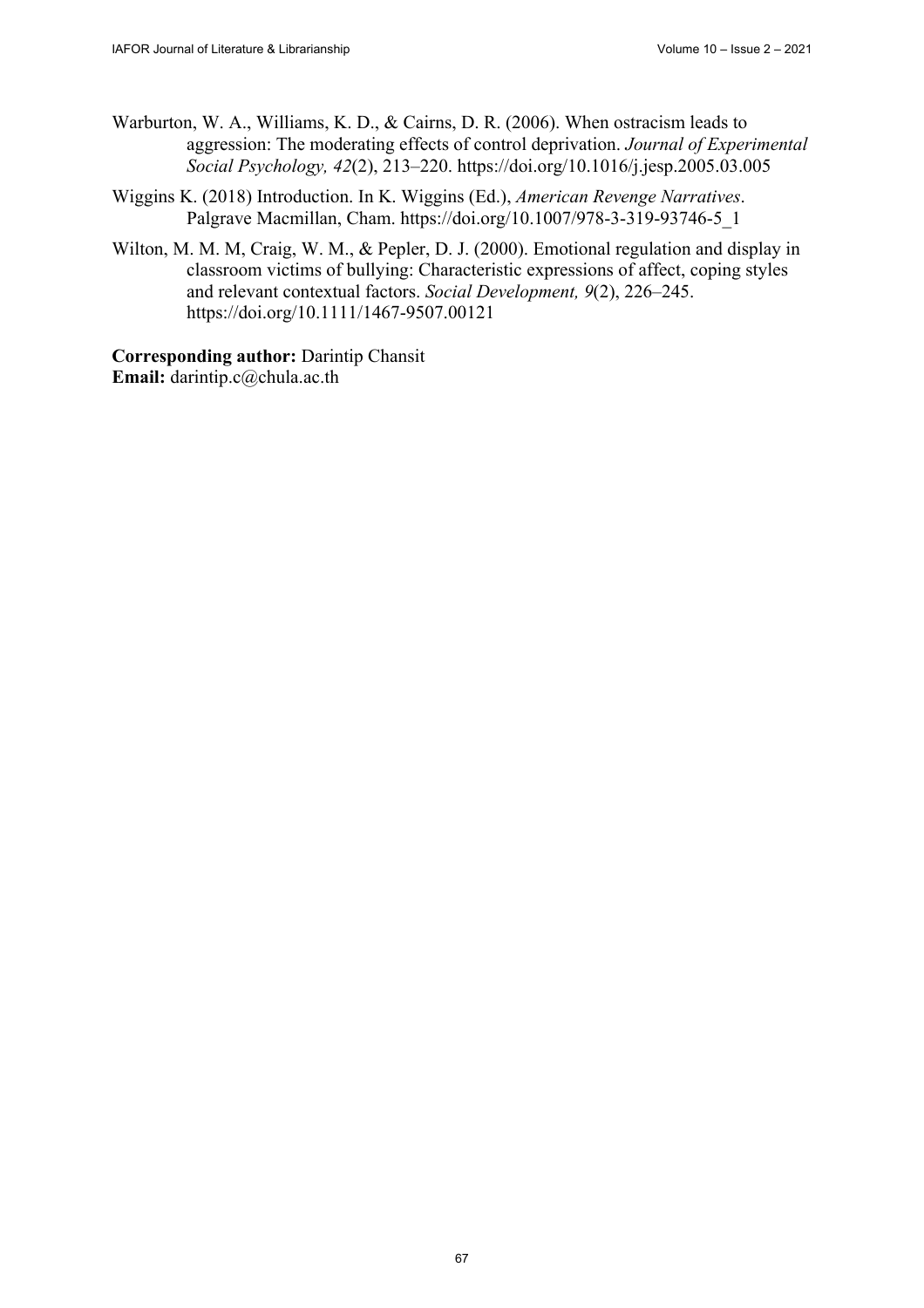Warburton, W. A., Williams, K. D., & Cairns, D. R. (2006). When ostracism leads to aggression: The moderating effects of control deprivation. *Journal of Experimental Social Psychology, 42*(2), 213–220. https://doi.org/10.1016/j.jesp.2005.03.005

Wiggins K. (2018) Introduction. In K. Wiggins (Ed.), *American Revenge Narratives*. Palgrave Macmillan, Cham. https://doi.org/10.1007/978-3-319-93746-5_1

Wilton, M. M. M, Craig, W. M., & Pepler, D. J. (2000). Emotional regulation and display in classroom victims of bullying: Characteristic expressions of affect, coping styles and relevant contextual factors. *Social Development, 9*(2), 226–245. https://doi.org/10.1111/1467-9507.00121

**Corresponding author:** Darintip Chansit
**Email:** darintip.c@chula.ac.th